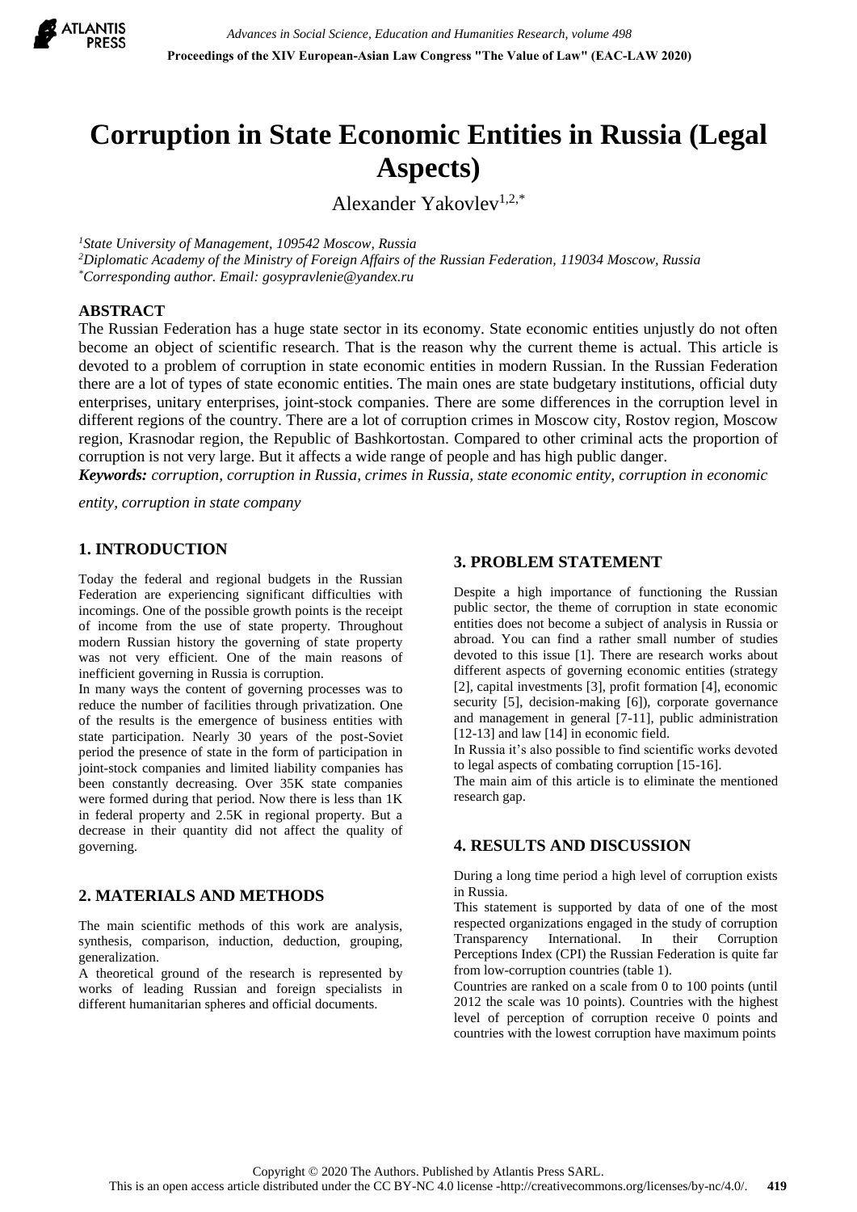# Corruption in State Economic Entities in Russia (Legal Aspects)

Alexander Yakovlev[1,2,*]

[1]*State University of Management, 109542 Moscow, Russia*
[2]*Diplomatic Academy of the Ministry of Foreign Affairs of the Russian Federation, 119034 Moscow, Russia*
[*]*Corresponding author. Email: gosypravlenie@yandex.ru*

## ABSTRACT

The Russian Federation has a huge state sector in its economy. State economic entities unjustly do not often become an object of scientific research. That is the reason why the current theme is actual. This article is devoted to a problem of corruption in state economic entities in modern Russian. In the Russian Federation there are a lot of types of state economic entities. The main ones are state budgetary institutions, official duty enterprises, unitary enterprises, joint-stock companies. There are some differences in the corruption level in different regions of the country. There are a lot of corruption crimes in Moscow city, Rostov region, Moscow region, Krasnodar region, the Republic of Bashkortostan. Compared to other criminal acts the proportion of corruption is not very large. But it affects a wide range of people and has high public danger.

***Keywords:*** *corruption, corruption in Russia, crimes in Russia, state economic entity, corruption in economic entity, corruption in state company*

## 1. INTRODUCTION

Today the federal and regional budgets in the Russian Federation are experiencing significant difficulties with incomings. One of the possible growth points is the receipt of income from the use of state property. Throughout modern Russian history the governing of state property was not very efficient. One of the main reasons of inefficient governing in Russia is corruption.

In many ways the content of governing processes was to reduce the number of facilities through privatization. One of the results is the emergence of business entities with state participation. Nearly 30 years of the post-Soviet period the presence of state in the form of participation in joint-stock companies and limited liability companies has been constantly decreasing. Over 35K state companies were formed during that period. Now there is less than 1K in federal property and 2.5K in regional property. But a decrease in their quantity did not affect the quality of governing.

## 2. MATERIALS AND METHODS

The main scientific methods of this work are analysis, synthesis, comparison, induction, deduction, grouping, generalization.

A theoretical ground of the research is represented by works of leading Russian and foreign specialists in different humanitarian spheres and official documents.

## 3. PROBLEM STATEMENT

Despite a high importance of functioning the Russian public sector, the theme of corruption in state economic entities does not become a subject of analysis in Russia or abroad. You can find a rather small number of studies devoted to this issue [1]. There are research works about different aspects of governing economic entities (strategy [2], capital investments [3], profit formation [4], economic security [5], decision-making [6]), corporate governance and management in general [7-11], public administration [12-13] and law [14] in economic field.

In Russia it's also possible to find scientific works devoted to legal aspects of combating corruption [15-16].

The main aim of this article is to eliminate the mentioned research gap.

## 4. RESULTS AND DISCUSSION

During a long time period a high level of corruption exists in Russia.

This statement is supported by data of one of the most respected organizations engaged in the study of corruption Transparency International. In their Corruption Perceptions Index (CPI) the Russian Federation is quite far from low-corruption countries (table 1).

Countries are ranked on a scale from 0 to 100 points (until 2012 the scale was 10 points). Countries with the highest level of perception of corruption receive 0 points and countries with the lowest corruption have maximum points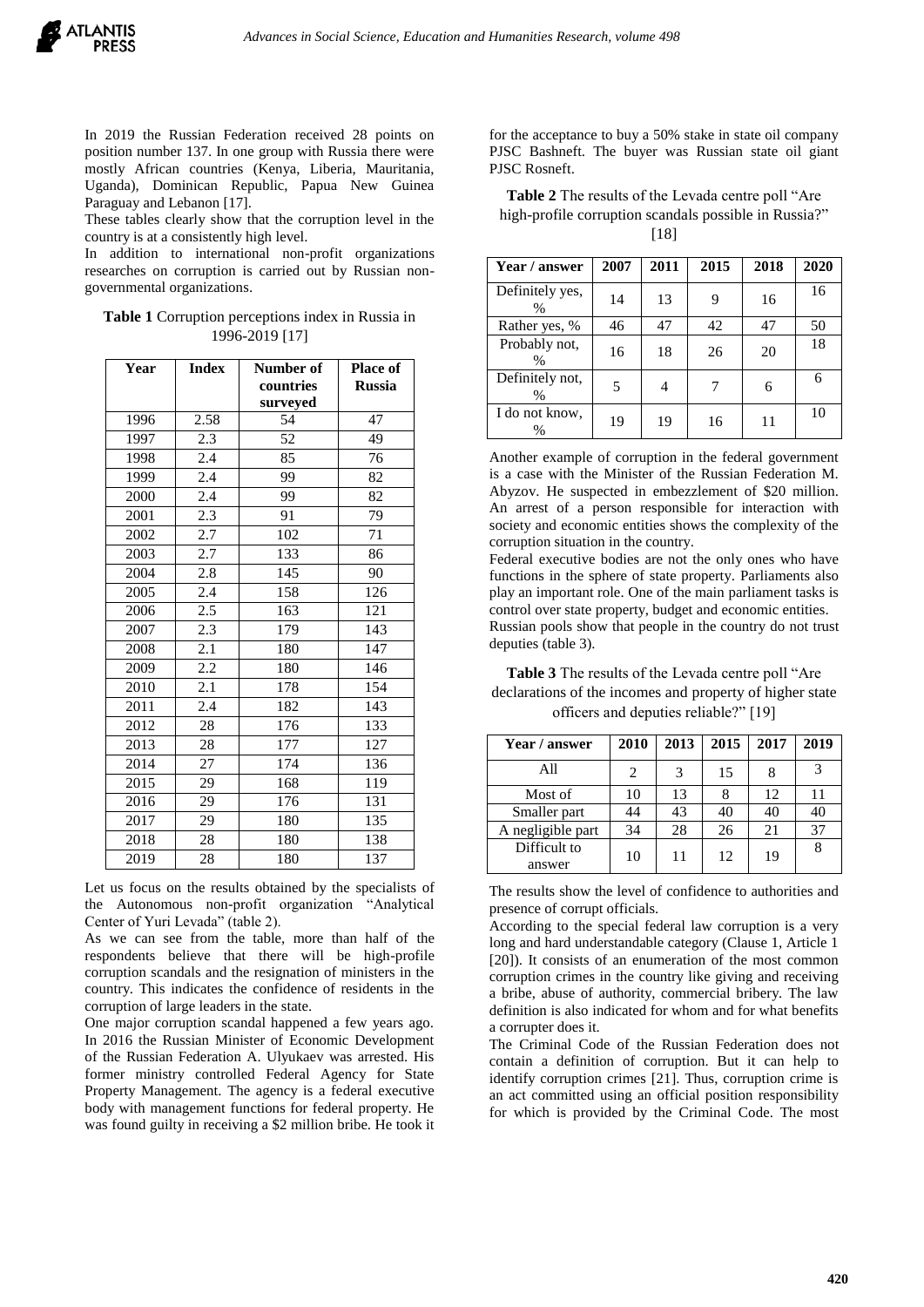In 2019 the Russian Federation received 28 points on position number 137. In one group with Russia there were mostly African countries (Kenya, Liberia, Mauritania, Uganda), Dominican Republic, Papua New Guinea Paraguay and Lebanon [17].

These tables clearly show that the corruption level in the country is at a consistently high level.

In addition to international non-profit organizations researches on corruption is carried out by Russian non-governmental organizations.

**Table 1** Corruption perceptions index in Russia in 1996-2019 [17]

| Year | Index | Number of countries surveyed | Place of Russia |
|---|---|---|---|
| 1996 | 2.58 | 54 | 47 |
| 1997 | 2.3 | 52 | 49 |
| 1998 | 2.4 | 85 | 76 |
| 1999 | 2.4 | 99 | 82 |
| 2000 | 2.4 | 99 | 82 |
| 2001 | 2.3 | 91 | 79 |
| 2002 | 2.7 | 102 | 71 |
| 2003 | 2.7 | 133 | 86 |
| 2004 | 2.8 | 145 | 90 |
| 2005 | 2.4 | 158 | 126 |
| 2006 | 2.5 | 163 | 121 |
| 2007 | 2.3 | 179 | 143 |
| 2008 | 2.1 | 180 | 147 |
| 2009 | 2.2 | 180 | 146 |
| 2010 | 2.1 | 178 | 154 |
| 2011 | 2.4 | 182 | 143 |
| 2012 | 28 | 176 | 133 |
| 2013 | 28 | 177 | 127 |
| 2014 | 27 | 174 | 136 |
| 2015 | 29 | 168 | 119 |
| 2016 | 29 | 176 | 131 |
| 2017 | 29 | 180 | 135 |
| 2018 | 28 | 180 | 138 |
| 2019 | 28 | 180 | 137 |

Let us focus on the results obtained by the specialists of the Autonomous non-profit organization "Analytical Center of Yuri Levada" (table 2).

As we can see from the table, more than half of the respondents believe that there will be high-profile corruption scandals and the resignation of ministers in the country. This indicates the confidence of residents in the corruption of large leaders in the state.

One major corruption scandal happened a few years ago. In 2016 the Russian Minister of Economic Development of the Russian Federation A. Ulyukaev was arrested. His former ministry controlled Federal Agency for State Property Management. The agency is a federal executive body with management functions for federal property. He was found guilty in receiving a $2 million bribe. He took it for the acceptance to buy a 50% stake in state oil company PJSC Bashneft. The buyer was Russian state oil giant PJSC Rosneft.

**Table 2** The results of the Levada centre poll "Are high-profile corruption scandals possible in Russia?" [18]

| Year / answer | 2007 | 2011 | 2015 | 2018 | 2020 |
|---|---|---|---|---|---|
| Definitely yes, % | 14 | 13 | 9 | 16 | 16 |
| Rather yes, % | 46 | 47 | 42 | 47 | 50 |
| Probably not, % | 16 | 18 | 26 | 20 | 18 |
| Definitely not, % | 5 | 4 | 7 | 6 | 6 |
| I do not know, % | 19 | 19 | 16 | 11 | 10 |

Another example of corruption in the federal government is a case with the Minister of the Russian Federation M. Abyzov. He suspected in embezzlement of $20 million. An arrest of a person responsible for interaction with society and economic entities shows the complexity of the corruption situation in the country.

Federal executive bodies are not the only ones who have functions in the sphere of state property. Parliaments also play an important role. One of the main parliament tasks is control over state property, budget and economic entities.

Russian pools show that people in the country do not trust deputies (table 3).

**Table 3** The results of the Levada centre poll "Are declarations of the incomes and property of higher state officers and deputies reliable?" [19]

| Year / answer | 2010 | 2013 | 2015 | 2017 | 2019 |
|---|---|---|---|---|---|
| All | 2 | 3 | 15 | 8 | 3 |
| Most of | 10 | 13 | 8 | 12 | 11 |
| Smaller part | 44 | 43 | 40 | 40 | 40 |
| A negligible part | 34 | 28 | 26 | 21 | 37 |
| Difficult to answer | 10 | 11 | 12 | 19 | 8 |

The results show the level of confidence to authorities and presence of corrupt officials.

According to the special federal law corruption is a very long and hard understandable category (Clause 1, Article 1 [20]). It consists of an enumeration of the most common corruption crimes in the country like giving and receiving a bribe, abuse of authority, commercial bribery. The law definition is also indicated for whom and for what benefits a corrupter does it.

The Criminal Code of the Russian Federation does not contain a definition of corruption. But it can help to identify corruption crimes [21]. Thus, corruption crime is an act committed using an official position responsibility for which is provided by the Criminal Code. The most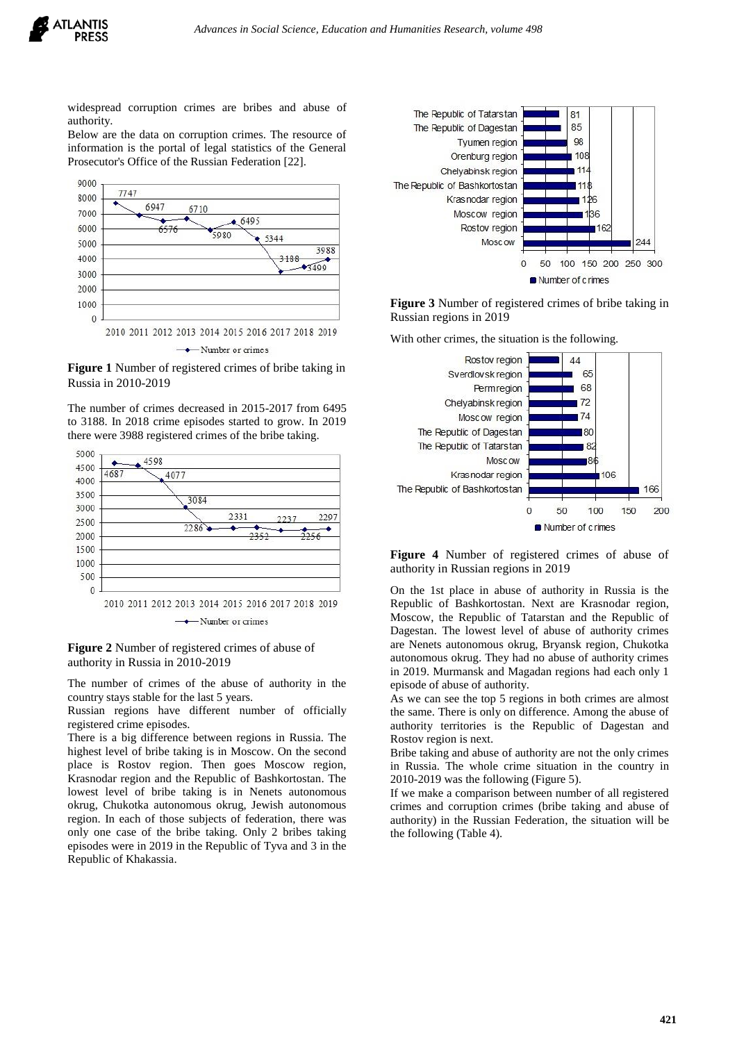widespread corruption crimes are bribes and abuse of authority.

Below are the data on corruption crimes. The resource of information is the portal of legal statistics of the General Prosecutor's Office of the Russian Federation [22].

**Figure 1** Number of registered crimes of bribe taking in Russia in 2010-2019

The number of crimes decreased in 2015-2017 from 6495 to 3188. In 2018 crime episodes started to grow. In 2019 there were 3988 registered crimes of the bribe taking.

**Figure 2** Number of registered crimes of abuse of authority in Russia in 2010-2019

The number of crimes of the abuse of authority in the country stays stable for the last 5 years.

Russian regions have different number of officially registered crime episodes.

There is a big difference between regions in Russia. The highest level of bribe taking is in Moscow. On the second place is Rostov region. Then goes Moscow region, Krasnodar region and the Republic of Bashkortostan. The lowest level of bribe taking is in Nenets autonomous okrug, Chukotka autonomous okrug, Jewish autonomous region. In each of those subjects of federation, there was only one case of the bribe taking. Only 2 bribes taking episodes were in 2019 in the Republic of Tyva and 3 in the Republic of Khakassia.

**Figure 3** Number of registered crimes of bribe taking in Russian regions in 2019

With other crimes, the situation is the following.

**Figure 4** Number of registered crimes of abuse of authority in Russian regions in 2019

On the 1st place in abuse of authority in Russia is the Republic of Bashkortostan. Next are Krasnodar region, Moscow, the Republic of Tatarstan and the Republic of Dagestan. The lowest level of abuse of authority crimes are Nenets autonomous okrug, Bryansk region, Chukotka autonomous okrug. They had no abuse of authority crimes in 2019. Murmansk and Magadan regions had each only 1 episode of abuse of authority.

As we can see the top 5 regions in both crimes are almost the same. There is only on difference. Among the abuse of authority territories is the Republic of Dagestan and Rostov region is next.

Bribe taking and abuse of authority are not the only crimes in Russia. The whole crime situation in the country in 2010-2019 was the following (Figure 5).

If we make a comparison between number of all registered crimes and corruption crimes (bribe taking and abuse of authority) in the Russian Federation, the situation will be the following (Table 4).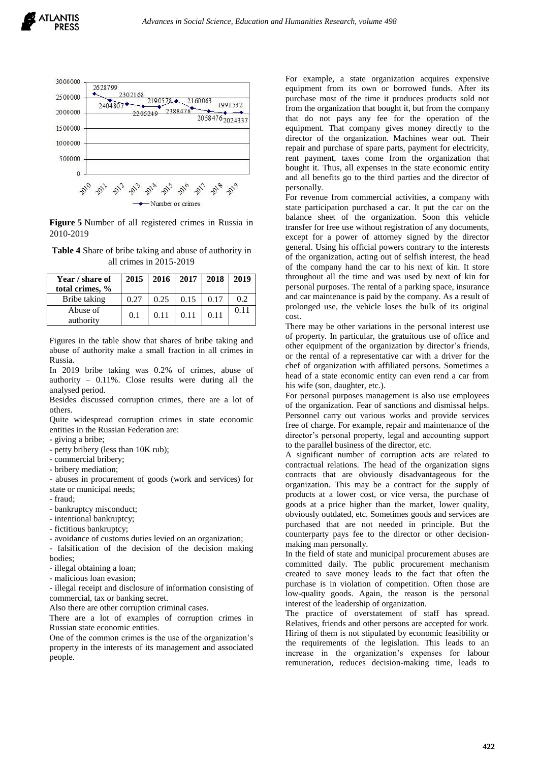**Figure 5** Number of all registered crimes in Russia in 2010-2019

**Table 4** Share of bribe taking and abuse of authority in all crimes in 2015-2019

| Year / share of total crimes, % | 2015 | 2016 | 2017 | 2018 | 2019 |
|---|---|---|---|---|---|
| Bribe taking | 0.27 | 0.25 | 0.15 | 0.17 | 0.2 |
| Abuse of authority | 0.1 | 0.11 | 0.11 | 0.11 | 0.11 |

Figures in the table show that shares of bribe taking and abuse of authority make a small fraction in all crimes in Russia.

In 2019 bribe taking was 0.2% of crimes, abuse of authority – 0.11%. Close results were during all the analysed period.

Besides discussed corruption crimes, there are a lot of others.

Quite widespread corruption crimes in state economic entities in the Russian Federation are:

- giving a bribe;
- petty bribery (less than 10K rub);
- commercial bribery;
- bribery mediation;
- abuses in procurement of goods (work and services) for state or municipal needs;
- fraud;
- bankruptcy misconduct;
- intentional bankruptcy;
- fictitious bankruptcy;
- avoidance of customs duties levied on an organization;
- falsification of the decision of the decision making bodies;
- illegal obtaining a loan;
- malicious loan evasion;
- illegal receipt and disclosure of information consisting of commercial, tax or banking secret.

Also there are other corruption criminal cases.

There are a lot of examples of corruption crimes in Russian state economic entities.

One of the common crimes is the use of the organization's property in the interests of its management and associated people.

For example, a state organization acquires expensive equipment from its own or borrowed funds. After its purchase most of the time it produces products sold not from the organization that bought it, but from the company that do not pays any fee for the operation of the equipment. That company gives money directly to the director of the organization. Machines wear out. Their repair and purchase of spare parts, payment for electricity, rent payment, taxes come from the organization that bought it. Thus, all expenses in the state economic entity and all benefits go to the third parties and the director of personally.

For revenue from commercial activities, a company with state participation purchased a car. It put the car on the balance sheet of the organization. Soon this vehicle transfer for free use without registration of any documents, except for a power of attorney signed by the director general. Using his official powers contrary to the interests of the organization, acting out of selfish interest, the head of the company hand the car to his next of kin. It store throughout all the time and was used by next of kin for personal purposes. The rental of a parking space, insurance and car maintenance is paid by the company. As a result of prolonged use, the vehicle loses the bulk of its original cost.

There may be other variations in the personal interest use of property. In particular, the gratuitous use of office and other equipment of the organization by director's friends, or the rental of a representative car with a driver for the chef of organization with affiliated persons. Sometimes a head of a state economic entity can even rend a car from his wife (son, daughter, etc.).

For personal purposes management is also use employees of the organization. Fear of sanctions and dismissal helps. Personnel carry out various works and provide services free of charge. For example, repair and maintenance of the director's personal property, legal and accounting support to the parallel business of the director, etc.

A significant number of corruption acts are related to contractual relations. The head of the organization signs contracts that are obviously disadvantageous for the organization. This may be a contract for the supply of products at a lower cost, or vice versa, the purchase of goods at a price higher than the market, lower quality, obviously outdated, etc. Sometimes goods and services are purchased that are not needed in principle. But the counterparty pays fee to the director or other decision-making man personally.

In the field of state and municipal procurement abuses are committed daily. The public procurement mechanism created to save money leads to the fact that often the purchase is in violation of competition. Often those are low-quality goods. Again, the reason is the personal interest of the leadership of organization.

The practice of overstatement of staff has spread. Relatives, friends and other persons are accepted for work. Hiring of them is not stipulated by economic feasibility or the requirements of the legislation. This leads to an increase in the organization's expenses for labour remuneration, reduces decision-making time, leads to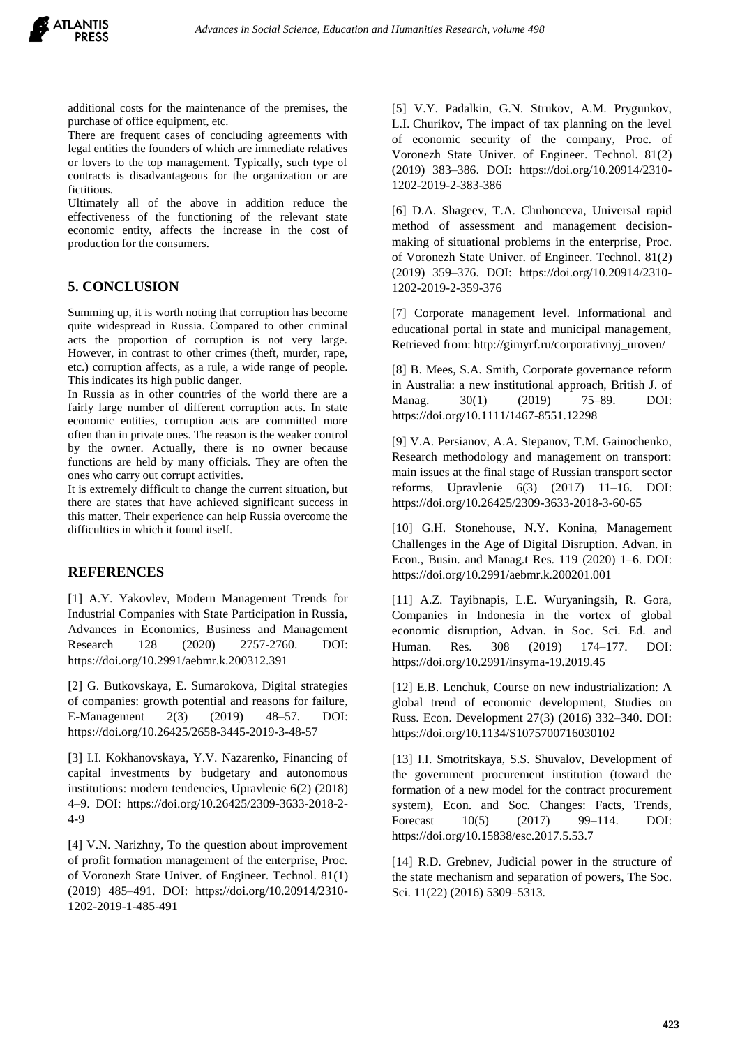additional costs for the maintenance of the premises, the purchase of office equipment, etc.

There are frequent cases of concluding agreements with legal entities the founders of which are immediate relatives or lovers to the top management. Typically, such type of contracts is disadvantageous for the organization or are fictitious.

Ultimately all of the above in addition reduce the effectiveness of the functioning of the relevant state economic entity, affects the increase in the cost of production for the consumers.

## 5. CONCLUSION

Summing up, it is worth noting that corruption has become quite widespread in Russia. Compared to other criminal acts the proportion of corruption is not very large. However, in contrast to other crimes (theft, murder, rape, etc.) corruption affects, as a rule, a wide range of people. This indicates its high public danger.

In Russia as in other countries of the world there are a fairly large number of different corruption acts. In state economic entities, corruption acts are committed more often than in private ones. The reason is the weaker control by the owner. Actually, there is no owner because functions are held by many officials. They are often the ones who carry out corrupt activities.

It is extremely difficult to change the current situation, but there are states that have achieved significant success in this matter. Their experience can help Russia overcome the difficulties in which it found itself.

## REFERENCES

[1] A.Y. Yakovlev, Modern Management Trends for Industrial Companies with State Participation in Russia, Advances in Economics, Business and Management Research 128 (2020) 2757-2760. DOI: https://doi.org/10.2991/aebmr.k.200312.391

[2] G. Butkovskaya, E. Sumarokova, Digital strategies of companies: growth potential and reasons for failure, E-Management 2(3) (2019) 48–57. DOI: https://doi.org/10.26425/2658-3445-2019-3-48-57

[3] I.I. Kokhanovskaya, Y.V. Nazarenko, Financing of capital investments by budgetary and autonomous institutions: modern tendencies, Upravlenie 6(2) (2018) 4–9. DOI: https://doi.org/10.26425/2309-3633-2018-2-4-9

[4] V.N. Narizhny, To the question about improvement of profit formation management of the enterprise, Proc. of Voronezh State Univer. of Engineer. Technol. 81(1) (2019) 485–491. DOI: https://doi.org/10.20914/2310-1202-2019-1-485-491

[5] V.Y. Padalkin, G.N. Strukov, A.M. Prygunkov, L.I. Churikov, The impact of tax planning on the level of economic security of the company, Proc. of Voronezh State Univer. of Engineer. Technol. 81(2) (2019) 383–386. DOI: https://doi.org/10.20914/2310-1202-2019-2-383-386

[6] D.A. Shageev, T.A. Chuhonceva, Universal rapid method of assessment and management decision-making of situational problems in the enterprise, Proc. of Voronezh State Univer. of Engineer. Technol. 81(2) (2019) 359–376. DOI: https://doi.org/10.20914/2310-1202-2019-2-359-376

[7] Corporate management level. Informational and educational portal in state and municipal management, Retrieved from: http://gimyrf.ru/corporativnyj_uroven/

[8] B. Mees, S.A. Smith, Corporate governance reform in Australia: a new institutional approach, British J. of Manag. 30(1) (2019) 75–89. DOI: https://doi.org/10.1111/1467-8551.12298

[9] V.A. Persianov, A.A. Stepanov, T.M. Gainochenko, Research methodology and management on transport: main issues at the final stage of Russian transport sector reforms, Upravlenie 6(3) (2017) 11–16. DOI: https://doi.org/10.26425/2309-3633-2018-3-60-65

[10] G.H. Stonehouse, N.Y. Konina, Management Challenges in the Age of Digital Disruption. Advan. in Econ., Busin. and Manag.t Res. 119 (2020) 1–6. DOI: https://doi.org/10.2991/aebmr.k.200201.001

[11] A.Z. Tayibnapis, L.E. Wuryaningsih, R. Gora, Companies in Indonesia in the vortex of global economic disruption, Advan. in Soc. Sci. Ed. and Human. Res. 308 (2019) 174–177. DOI: https://doi.org/10.2991/insyma-19.2019.45

[12] E.B. Lenchuk, Course on new industrialization: A global trend of economic development, Studies on Russ. Econ. Development 27(3) (2016) 332–340. DOI: https://doi.org/10.1134/S1075700716030102

[13] I.I. Smotritskaya, S.S. Shuvalov, Development of the government procurement institution (toward the formation of a new model for the contract procurement system), Econ. and Soc. Changes: Facts, Trends, Forecast 10(5) (2017) 99–114. DOI: https://doi.org/10.15838/esc.2017.5.53.7

[14] R.D. Grebnev, Judicial power in the structure of the state mechanism and separation of powers, The Soc. Sci. 11(22) (2016) 5309–5313.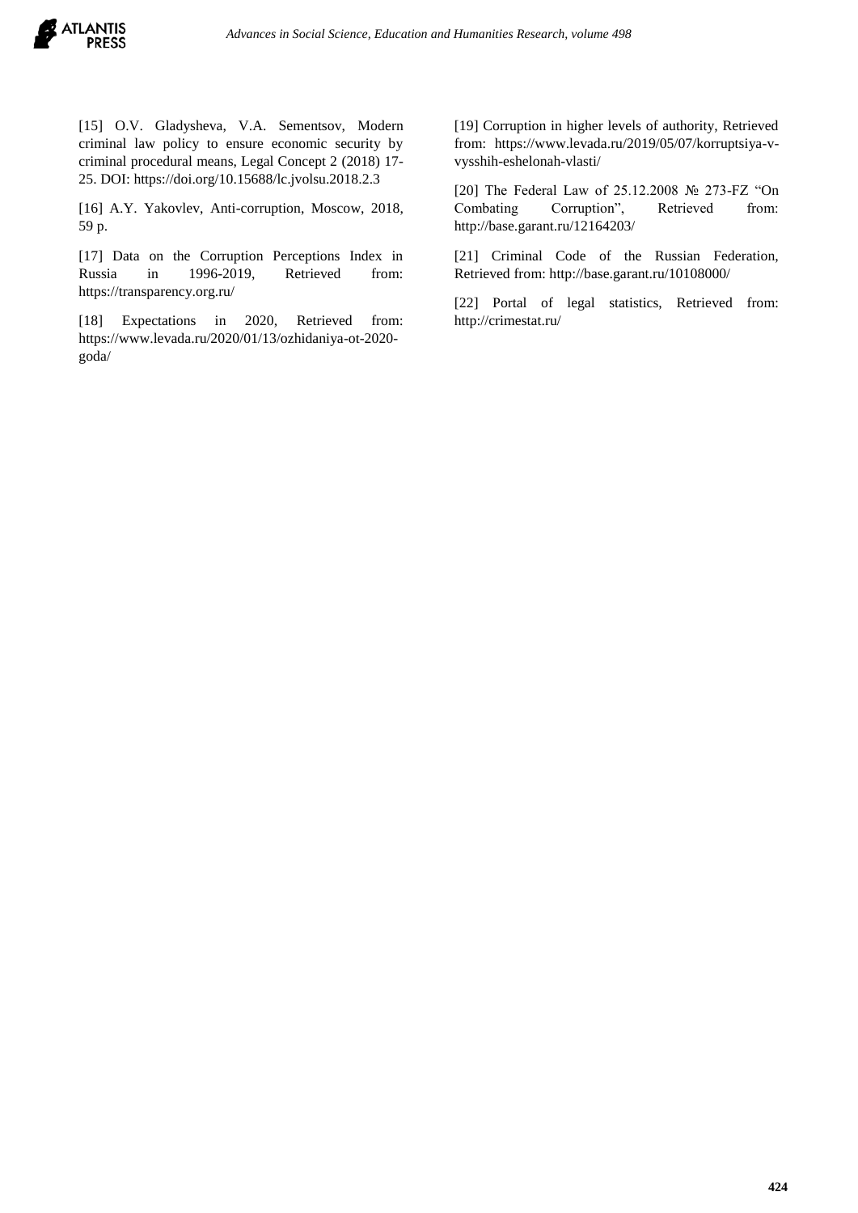[15] O.V. Gladysheva, V.A. Sementsov, Modern criminal law policy to ensure economic security by criminal procedural means, Legal Concept 2 (2018) 17-25. DOI: https://doi.org/10.15688/lc.jvolsu.2018.2.3

[16] A.Y. Yakovlev, Anti-corruption, Moscow, 2018, 59 p.

[17] Data on the Corruption Perceptions Index in Russia in 1996-2019, Retrieved from: https://transparency.org.ru/

[18] Expectations in 2020, Retrieved from: https://www.levada.ru/2020/01/13/ozhidaniya-ot-2020-goda/

[19] Corruption in higher levels of authority, Retrieved from: https://www.levada.ru/2019/05/07/korruptsiya-v-vysshih-eshelonah-vlasti/

[20] The Federal Law of 25.12.2008 № 273-FZ "On Combating Corruption", Retrieved from: http://base.garant.ru/12164203/

[21] Criminal Code of the Russian Federation, Retrieved from: http://base.garant.ru/10108000/

[22] Portal of legal statistics, Retrieved from: http://crimestat.ru/